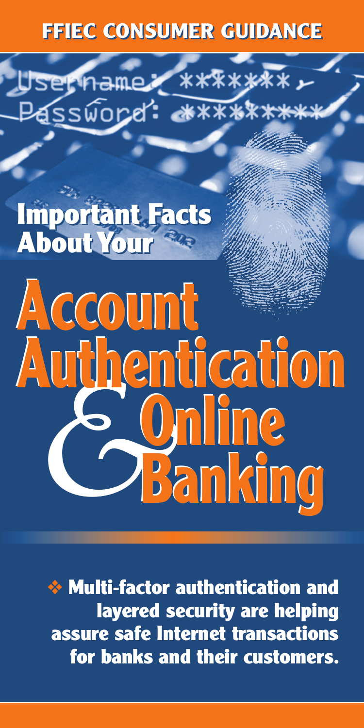# FFIEC CONSUMER GUIDANCE

## Important Facts About Your

# Account Authentication & Online Banking

❖ **Multi-factor authentication and layered security are helping assure safe Internet transactions for banks and their customers.**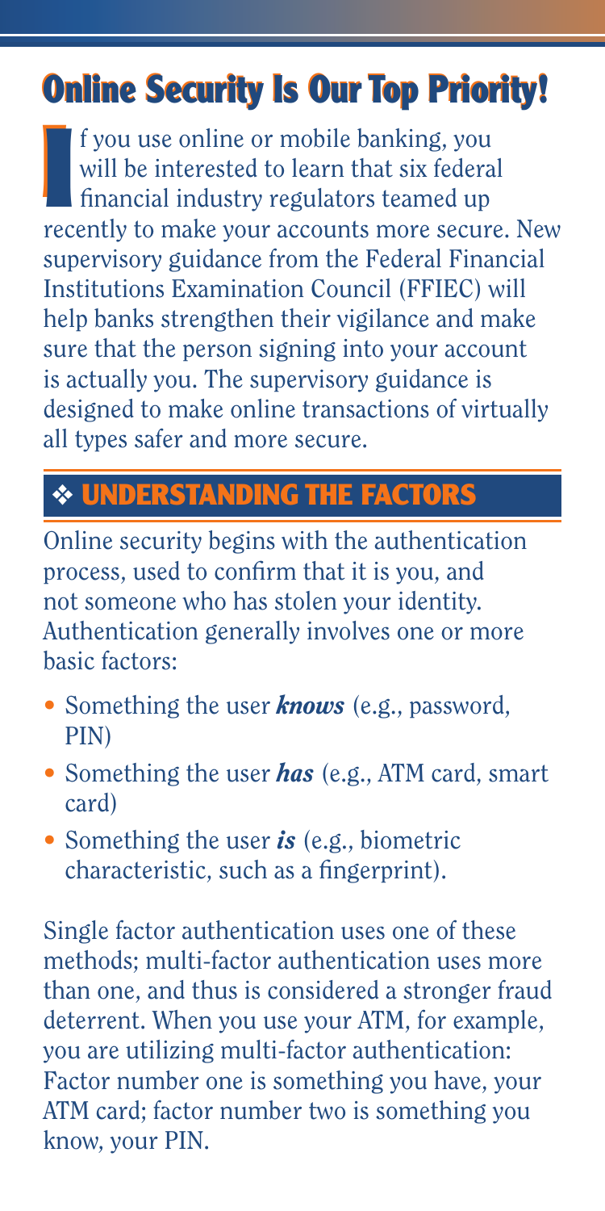# Online Security Is Our Top Priority!

If you use online or mobile banking, you will be interested to learn that six federal financial industry regulators teamed up recently to make your accounts more secure. New supervisory guidance from the Federal Financial Institutions Examination Council (FFIEC) will help banks strengthen their vigilance and make sure that the person signing into your account is actually you. The supervisory guidance is designed to make online transactions of virtually all types safer and more secure.

## ❖ UNDERSTANDING THE FACTORS

Online security begins with the authentication process, used to confirm that it is you, and not someone who has stolen your identity. Authentication generally involves one or more basic factors:

- Something the user ***knows*** (e.g., password, PIN)
- Something the user ***has*** (e.g., ATM card, smart card)
- Something the user ***is*** (e.g., biometric characteristic, such as a fingerprint).

Single factor authentication uses one of these methods; multi-factor authentication uses more than one, and thus is considered a stronger fraud deterrent. When you use your ATM, for example, you are utilizing multi-factor authentication: Factor number one is something you have, your ATM card; factor number two is something you know, your PIN.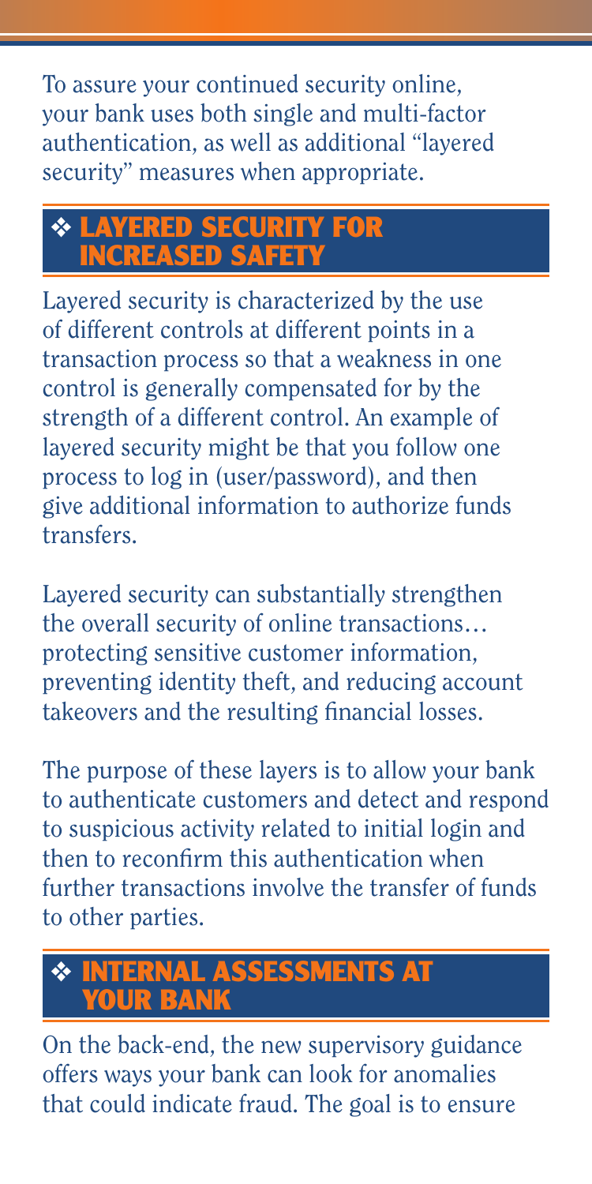To assure your continued security online, your bank uses both single and multi-factor authentication, as well as additional "layered security" measures when appropriate.

## ❖ LAYERED SECURITY FOR INCREASED SAFETY

Layered security is characterized by the use of different controls at different points in a transaction process so that a weakness in one control is generally compensated for by the strength of a different control. An example of layered security might be that you follow one process to log in (user/password), and then give additional information to authorize funds transfers.

Layered security can substantially strengthen the overall security of online transactions… protecting sensitive customer information, preventing identity theft, and reducing account takeovers and the resulting financial losses.

The purpose of these layers is to allow your bank to authenticate customers and detect and respond to suspicious activity related to initial login and then to reconfirm this authentication when further transactions involve the transfer of funds to other parties.

## ❖ INTERNAL ASSESSMENTS AT YOUR BANK

On the back-end, the new supervisory guidance offers ways your bank can look for anomalies that could indicate fraud. The goal is to ensure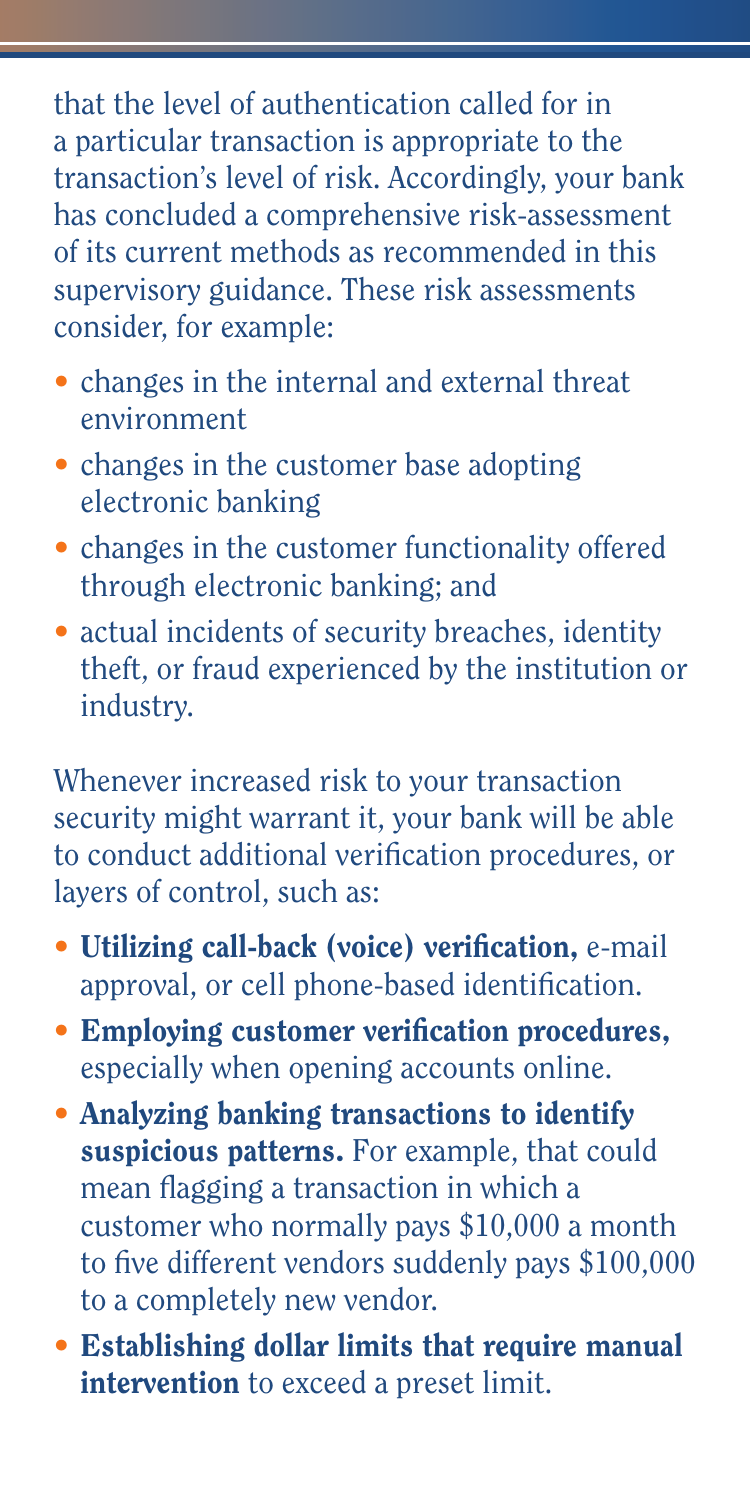that the level of authentication called for in a particular transaction is appropriate to the transaction's level of risk. Accordingly, your bank has concluded a comprehensive risk-assessment of its current methods as recommended in this supervisory guidance. These risk assessments consider, for example:

- changes in the internal and external threat environment
- changes in the customer base adopting electronic banking
- changes in the customer functionality offered through electronic banking; and
- actual incidents of security breaches, identity theft, or fraud experienced by the institution or industry.

Whenever increased risk to your transaction security might warrant it, your bank will be able to conduct additional verification procedures, or layers of control, such as:

- **Utilizing call-back (voice) verification,** e-mail approval, or cell phone-based identification.
- **Employing customer verification procedures,** especially when opening accounts online.
- **Analyzing banking transactions to identify suspicious patterns.** For example, that could mean flagging a transaction in which a customer who normally pays $10,000 a month to five different vendors suddenly pays $100,000 to a completely new vendor.
- **Establishing dollar limits that require manual intervention** to exceed a preset limit.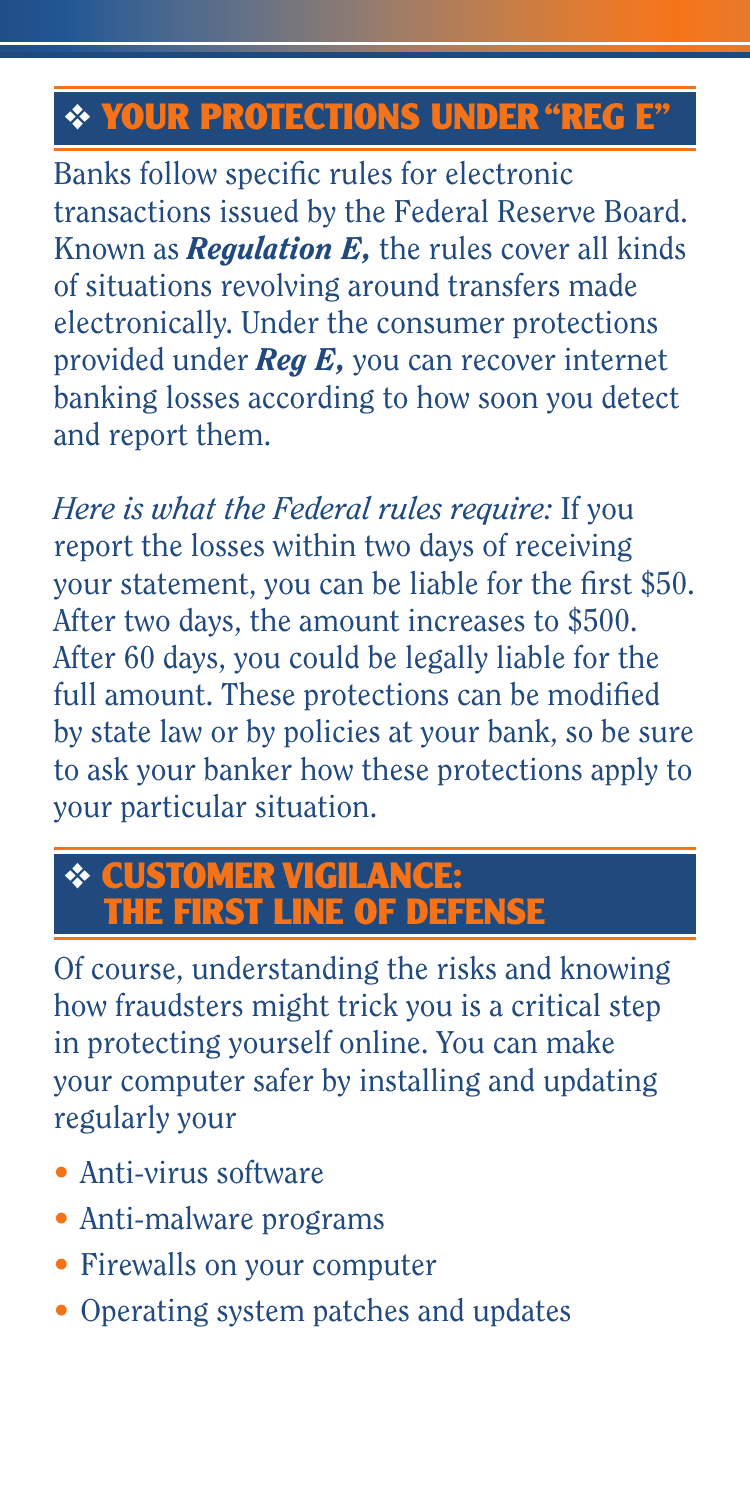## ❖ YOUR PROTECTIONS UNDER "REG E"

Banks follow specific rules for electronic transactions issued by the Federal Reserve Board. Known as ***Regulation E,*** the rules cover all kinds of situations revolving around transfers made electronically. Under the consumer protections provided under ***Reg E,*** you can recover internet banking losses according to how soon you detect and report them.

*Here is what the Federal rules require:* If you report the losses within two days of receiving your statement, you can be liable for the first $50. After two days, the amount increases to $500. After 60 days, you could be legally liable for the full amount. These protections can be modified by state law or by policies at your bank, so be sure to ask your banker how these protections apply to your particular situation.

## ❖ CUSTOMER VIGILANCE: THE FIRST LINE OF DEFENSE

Of course, understanding the risks and knowing how fraudsters might trick you is a critical step in protecting yourself online. You can make your computer safer by installing and updating regularly your

- Anti-virus software
- Anti-malware programs
- Firewalls on your computer
- Operating system patches and updates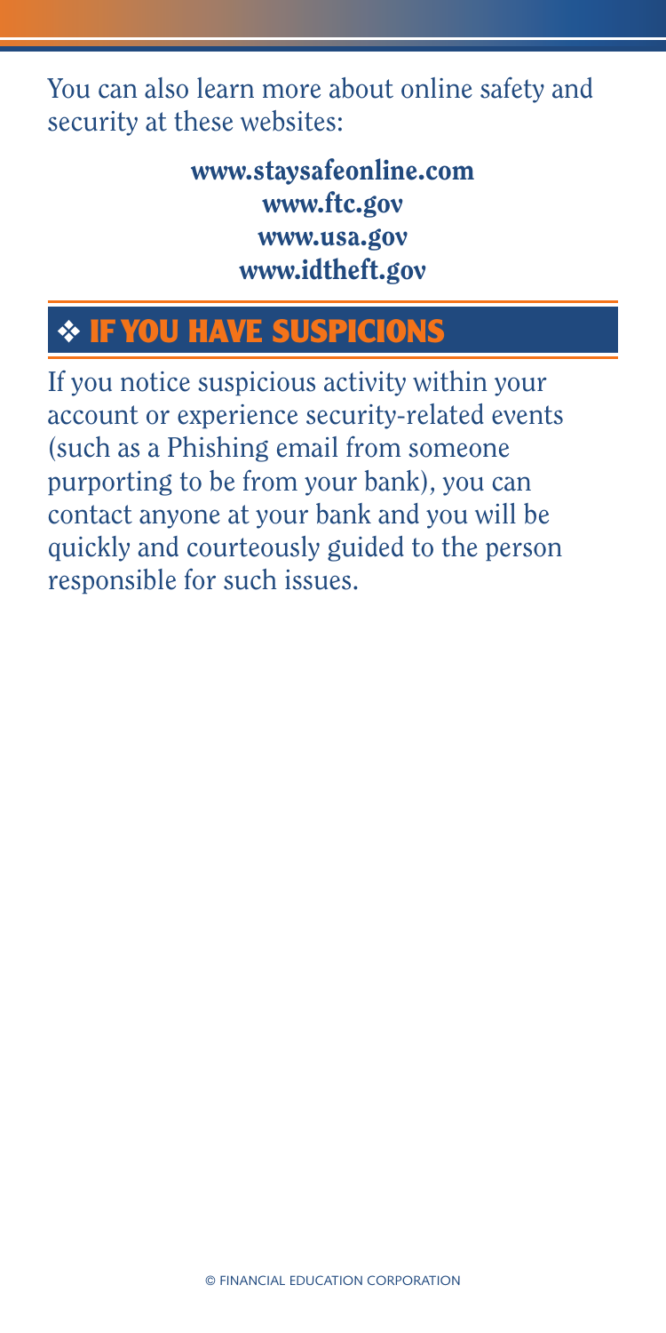You can also learn more about online safety and security at these websites:

**www.staysafeonline.com**
**www.ftc.gov**
**www.usa.gov**
**www.idtheft.gov**

## ❖ IF YOU HAVE SUSPICIONS

If you notice suspicious activity within your account or experience security-related events (such as a Phishing email from someone purporting to be from your bank), you can contact anyone at your bank and you will be quickly and courteously guided to the person responsible for such issues.

© FINANCIAL EDUCATION CORPORATION